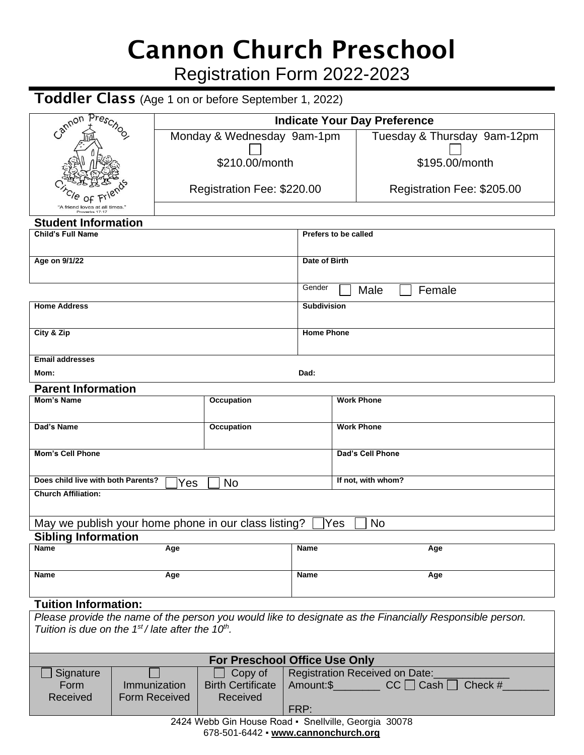# Cannon Church Preschool

## Registration Form 2022-2023

### Toddler Class (Age 1 on or before September 1, 2022)

Cannon Preschool Circle of Friends
"A friend loves at all times." Proverbs 17:17

| Indicate Your Day Preference | |
|---|---|
| Monday & Wednesday 9am-1pm ☐ | Tuesday & Thursday 9am-12pm ☐ |
| $210.00/month | $195.00/month |
| Registration Fee: $220.00 | Registration Fee: $205.00 |

### Student Information

| | |
|---|---|
| **Child's Full Name** | **Prefers to be called** |
| **Age on 9/1/22** | **Date of Birth** |
| | Gender ☐ Male ☐ Female |
| **Home Address** | **Subdivision** |
| **City & Zip** | **Home Phone** |
| **Email addresses** Mom: | Dad: |

### Parent Information

| | | |
|---|---|---|
| **Mom's Name** | **Occupation** | **Work Phone** |
| **Dad's Name** | **Occupation** | **Work Phone** |
| **Mom's Cell Phone** | | **Dad's Cell Phone** |
| **Does child live with both Parents?** ☐ Yes ☐ No | | **If not, with whom?** |
| **Church Affiliation:** | | |

May we publish your home phone in our class listing? ☐ Yes ☐ No

### Sibling Information

| Name | Age | Name | Age |
|---|---|---|---|
| | | | |
| **Name** | **Age** | **Name** | **Age** |
| | | | |

### Tuition Information:

*Please provide the name of the person you would like to designate as the Financially Responsible person. Tuition is due on the 1st / late after the 10th.*

| For Preschool Office Use Only | | | |
|---|---|---|---|
| ☐ Signature Form Received | ☐ Immunization Form Received | ☐ Copy of Birth Certificate Received | Registration Received on Date:____________ Amount:$________ CC ☐ Cash ☐ Check #________ FRP: |

2424 Webb Gin House Road ▪ Snellville, Georgia 30078
678-501-6442 ▪ **www.cannonchurch.org**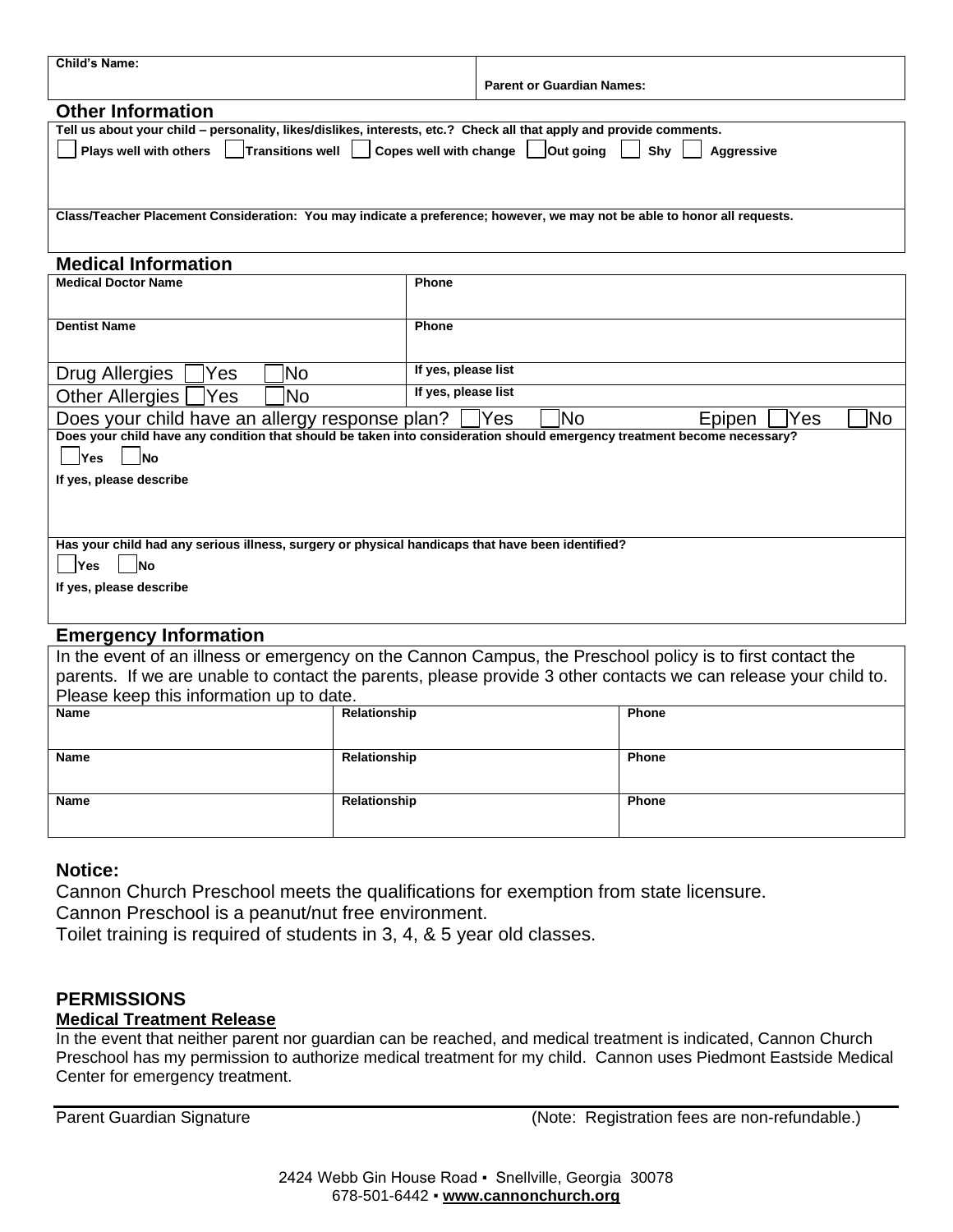| Child's Name: | Parent or Guardian Names: |
|---|---|

## Other Information

Tell us about your child – personality, likes/dislikes, interests, etc.? Check all that apply and provide comments.

☐ Plays well with others ☐ Transitions well ☐ Copes well with change ☐ Out going ☐ Shy ☐ Aggressive

Class/Teacher Placement Consideration: You may indicate a preference; however, we may not be able to honor all requests.

## Medical Information

| Medical Doctor Name | Phone |
|---|---|
| Dentist Name | Phone |
| Drug Allergies ☐ Yes ☐ No | If yes, please list |
| Other Allergies ☐ Yes ☐ No | If yes, please list |

Does your child have an allergy response plan? ☐ Yes ☐ No Epipen ☐ Yes ☐ No

Does your child have any condition that should be taken into consideration should emergency treatment become necessary?

☐ Yes ☐ No

If yes, please describe

Has your child had any serious illness, surgery or physical handicaps that have been identified?

☐ Yes ☐ No

If yes, please describe

## Emergency Information

In the event of an illness or emergency on the Cannon Campus, the Preschool policy is to first contact the parents. If we are unable to contact the parents, please provide 3 other contacts we can release your child to. Please keep this information up to date.

| Name | Relationship | Phone |
|---|---|---|
| Name | Relationship | Phone |
| Name | Relationship | Phone |

### Notice:

Cannon Church Preschool meets the qualifications for exemption from state licensure.
Cannon Preschool is a peanut/nut free environment.
Toilet training is required of students in 3, 4, & 5 year old classes.

## PERMISSIONS

**Medical Treatment Release**

In the event that neither parent nor guardian can be reached, and medical treatment is indicated, Cannon Church Preschool has my permission to authorize medical treatment for my child. Cannon uses Piedmont Eastside Medical Center for emergency treatment.

Parent Guardian Signature (Note: Registration fees are non-refundable.)

2424 Webb Gin House Road ▪ Snellville, Georgia 30078
678-501-6442 ▪ **www.cannonchurch.org**